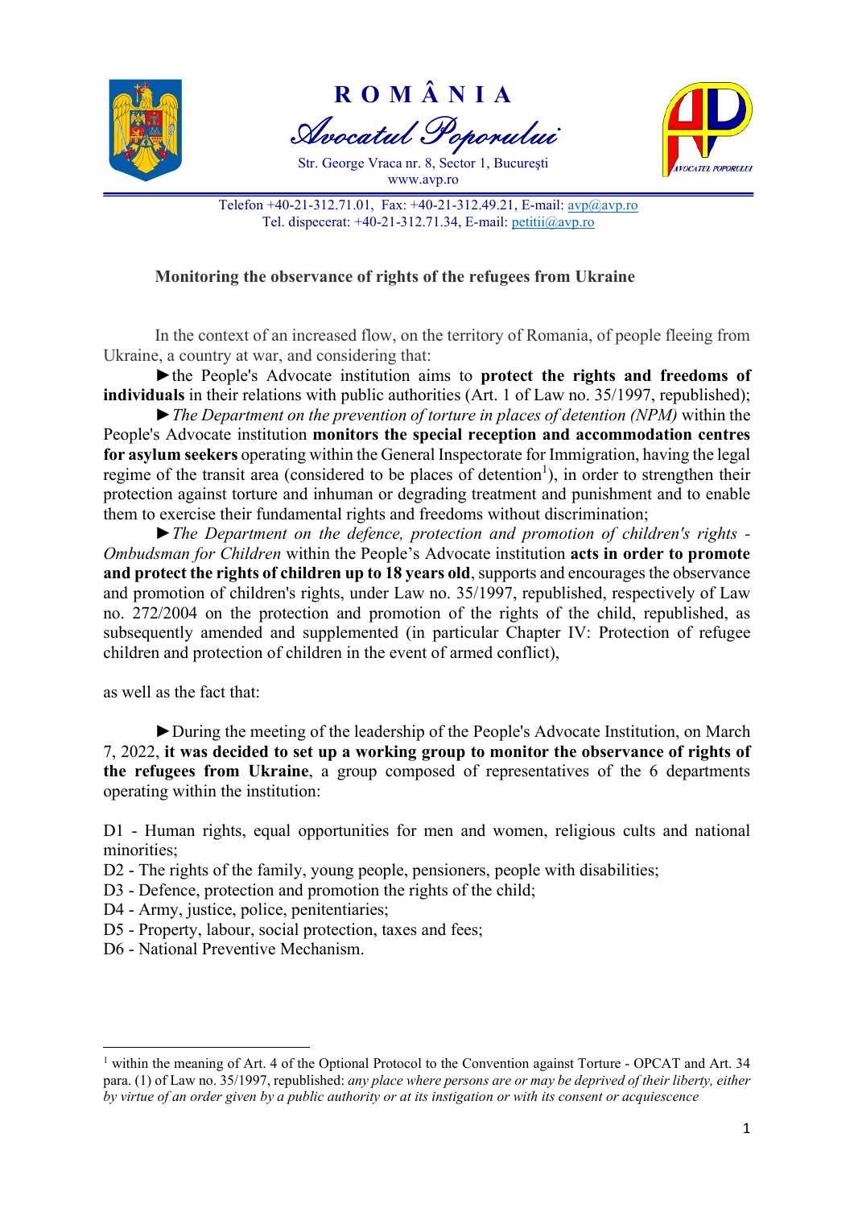ROMÂNIA

*Avocatul Poporului*

Str. George Vraca nr. 8, Sector 1, București
www.avp.ro

Telefon +40-21-312.71.01, Fax: +40-21-312.49.21, E-mail: avp@avp.ro
Tel. dispecerat: +40-21-312.71.34, E-mail: petitii@avp.ro

## Monitoring the observance of rights of the refugees from Ukraine

In the context of an increased flow, on the territory of Romania, of people fleeing from Ukraine, a country at war, and considering that:

►the People's Advocate institution aims to **protect the rights and freedoms of individuals** in their relations with public authorities (Art. 1 of Law no. 35/1997, republished);

►*The Department on the prevention of torture in places of detention (NPM)* within the People's Advocate institution **monitors the special reception and accommodation centres for asylum seekers** operating within the General Inspectorate for Immigration, having the legal regime of the transit area (considered to be places of detention[1]), in order to strengthen their protection against torture and inhuman or degrading treatment and punishment and to enable them to exercise their fundamental rights and freedoms without discrimination;

►*The Department on the defence, protection and promotion of children's rights - Ombudsman for Children* within the People's Advocate institution **acts in order to promote and protect the rights of children up to 18 years old**, supports and encourages the observance and promotion of children's rights, under Law no. 35/1997, republished, respectively of Law no. 272/2004 on the protection and promotion of the rights of the child, republished, as subsequently amended and supplemented (in particular Chapter IV: Protection of refugee children and protection of children in the event of armed conflict),

as well as the fact that:

►During the meeting of the leadership of the People's Advocate Institution, on March 7, 2022, **it was decided to set up a working group to monitor the observance of rights of the refugees from Ukraine**, a group composed of representatives of the 6 departments operating within the institution:

D1 - Human rights, equal opportunities for men and women, religious cults and national minorities;
D2 - The rights of the family, young people, pensioners, people with disabilities;
D3 - Defence, protection and promotion the rights of the child;
D4 - Army, justice, police, penitentiaries;
D5 - Property, labour, social protection, taxes and fees;
D6 - National Preventive Mechanism.

---

[1] within the meaning of Art. 4 of the Optional Protocol to the Convention against Torture - OPCAT and Art. 34 para. (1) of Law no. 35/1997, republished: *any place where persons are or may be deprived of their liberty, either by virtue of an order given by a public authority or at its instigation or with its consent or acquiescence*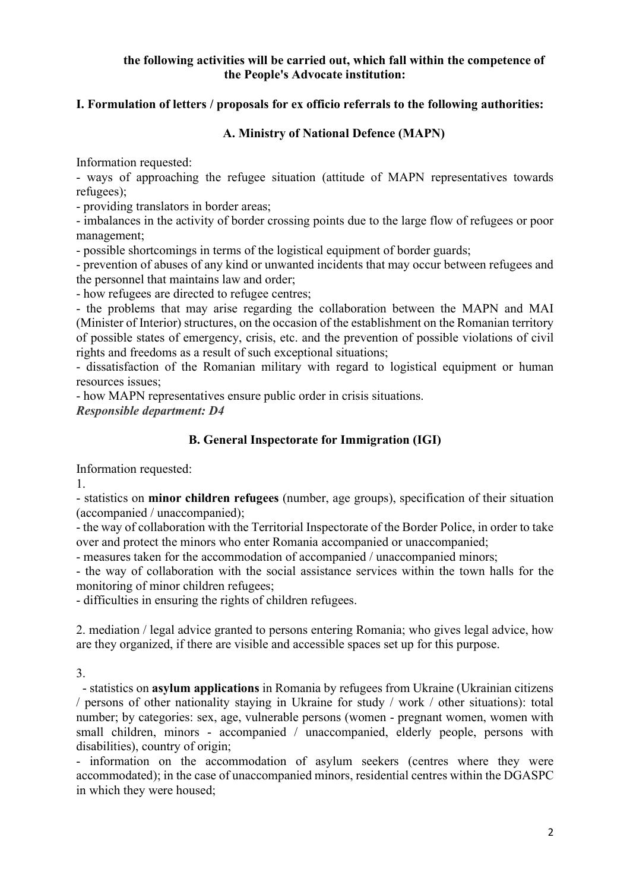**the following activities will be carried out, which fall within the competence of the People's Advocate institution:**

## I. Formulation of letters / proposals for ex officio referrals to the following authorities:

### A. Ministry of National Defence (MAPN)

Information requested:

- ways of approaching the refugee situation (attitude of MAPN representatives towards refugees);
- providing translators in border areas;
- imbalances in the activity of border crossing points due to the large flow of refugees or poor management;
- possible shortcomings in terms of the logistical equipment of border guards;
- prevention of abuses of any kind or unwanted incidents that may occur between refugees and the personnel that maintains law and order;
- how refugees are directed to refugee centres;
- the problems that may arise regarding the collaboration between the MAPN and MAI (Minister of Interior) structures, on the occasion of the establishment on the Romanian territory of possible states of emergency, crisis, etc. and the prevention of possible violations of civil rights and freedoms as a result of such exceptional situations;
- dissatisfaction of the Romanian military with regard to logistical equipment or human resources issues;
- how MAPN representatives ensure public order in crisis situations.

***Responsible department: D4***

### B. General Inspectorate for Immigration (IGI)

Information requested:

1.

- statistics on **minor children refugees** (number, age groups), specification of their situation (accompanied / unaccompanied);
- the way of collaboration with the Territorial Inspectorate of the Border Police, in order to take over and protect the minors who enter Romania accompanied or unaccompanied;
- measures taken for the accommodation of accompanied / unaccompanied minors;
- the way of collaboration with the social assistance services within the town halls for the monitoring of minor children refugees;
- difficulties in ensuring the rights of children refugees.

2. mediation / legal advice granted to persons entering Romania; who gives legal advice, how are they organized, if there are visible and accessible spaces set up for this purpose.

3.

- statistics on **asylum applications** in Romania by refugees from Ukraine (Ukrainian citizens / persons of other nationality staying in Ukraine for study / work / other situations): total number; by categories: sex, age, vulnerable persons (women - pregnant women, women with small children, minors - accompanied / unaccompanied, elderly people, persons with disabilities), country of origin;
- information on the accommodation of asylum seekers (centres where they were accommodated); in the case of unaccompanied minors, residential centres within the DGASPC in which they were housed;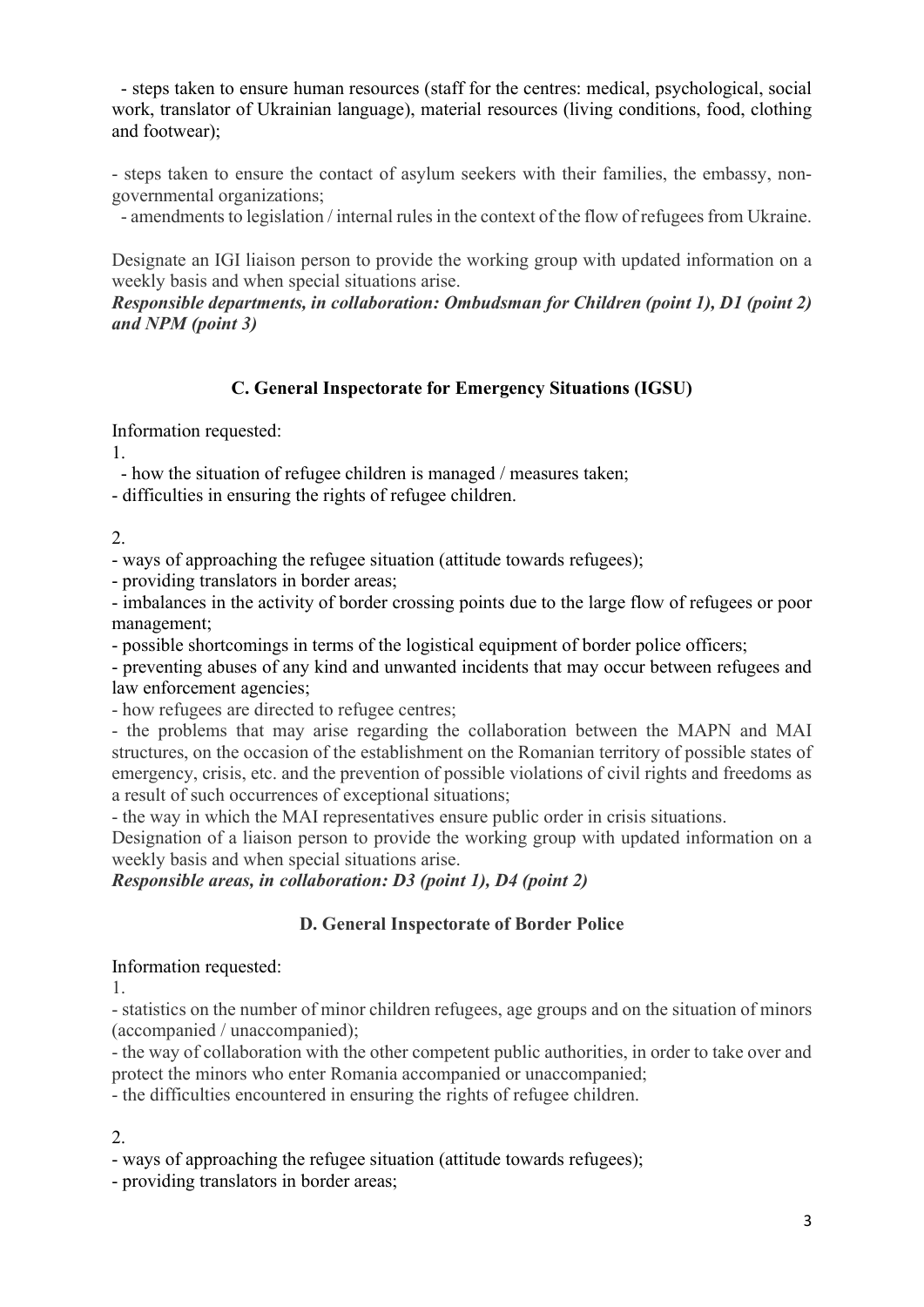- steps taken to ensure human resources (staff for the centres: medical, psychological, social work, translator of Ukrainian language), material resources (living conditions, food, clothing and footwear);

- steps taken to ensure the contact of asylum seekers with their families, the embassy, non-governmental organizations;

- amendments to legislation / internal rules in the context of the flow of refugees from Ukraine.

Designate an IGI liaison person to provide the working group with updated information on a weekly basis and when special situations arise.

***Responsible departments, in collaboration: Ombudsman for Children (point 1), D1 (point 2) and NPM (point 3)***

### C. General Inspectorate for Emergency Situations (IGSU)

Information requested:

1.

- how the situation of refugee children is managed / measures taken;
- difficulties in ensuring the rights of refugee children.

2.

- ways of approaching the refugee situation (attitude towards refugees);
- providing translators in border areas;
- imbalances in the activity of border crossing points due to the large flow of refugees or poor management;
- possible shortcomings in terms of the logistical equipment of border police officers;
- preventing abuses of any kind and unwanted incidents that may occur between refugees and law enforcement agencies;
- how refugees are directed to refugee centres;
- the problems that may arise regarding the collaboration between the MAPN and MAI structures, on the occasion of the establishment on the Romanian territory of possible states of emergency, crisis, etc. and the prevention of possible violations of civil rights and freedoms as a result of such occurrences of exceptional situations;
- the way in which the MAI representatives ensure public order in crisis situations.

Designation of a liaison person to provide the working group with updated information on a weekly basis and when special situations arise.

***Responsible areas, in collaboration: D3 (point 1), D4 (point 2)***

### D. General Inspectorate of Border Police

Information requested:

1.

- statistics on the number of minor children refugees, age groups and on the situation of minors (accompanied / unaccompanied);
- the way of collaboration with the other competent public authorities, in order to take over and protect the minors who enter Romania accompanied or unaccompanied;
- the difficulties encountered in ensuring the rights of refugee children.

2.

- ways of approaching the refugee situation (attitude towards refugees);
- providing translators in border areas;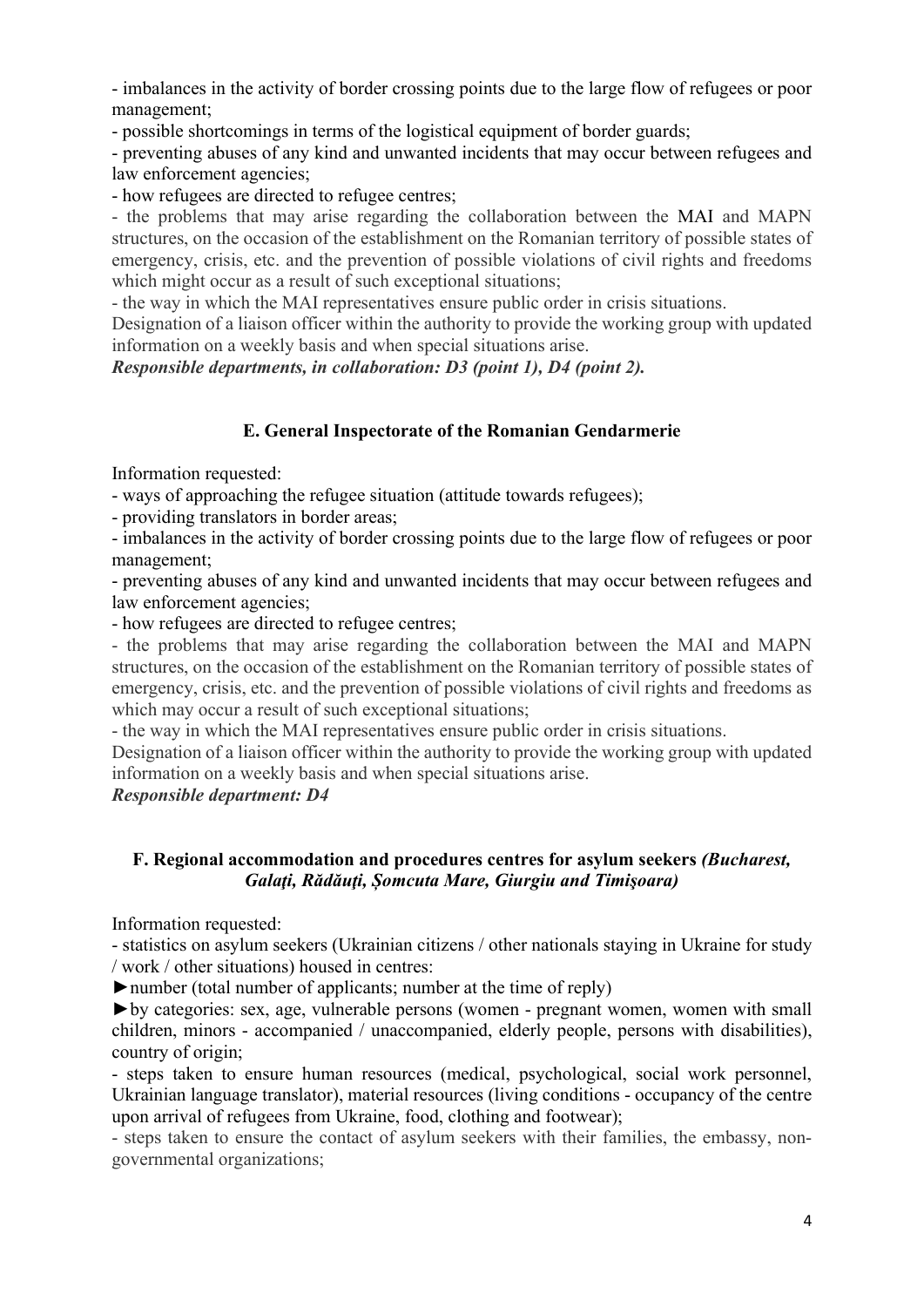- imbalances in the activity of border crossing points due to the large flow of refugees or poor management;

- possible shortcomings in terms of the logistical equipment of border guards;

- preventing abuses of any kind and unwanted incidents that may occur between refugees and law enforcement agencies;

- how refugees are directed to refugee centres;

- the problems that may arise regarding the collaboration between the MAI and MAPN structures, on the occasion of the establishment on the Romanian territory of possible states of emergency, crisis, etc. and the prevention of possible violations of civil rights and freedoms which might occur as a result of such exceptional situations;

- the way in which the MAI representatives ensure public order in crisis situations.

Designation of a liaison officer within the authority to provide the working group with updated information on a weekly basis and when special situations arise.

***Responsible departments, in collaboration: D3 (point 1), D4 (point 2).***

## E. General Inspectorate of the Romanian Gendarmerie

Information requested:

- ways of approaching the refugee situation (attitude towards refugees);

- providing translators in border areas;

- imbalances in the activity of border crossing points due to the large flow of refugees or poor management;

- preventing abuses of any kind and unwanted incidents that may occur between refugees and law enforcement agencies;

- how refugees are directed to refugee centres;

- the problems that may arise regarding the collaboration between the MAI and MAPN structures, on the occasion of the establishment on the Romanian territory of possible states of emergency, crisis, etc. and the prevention of possible violations of civil rights and freedoms as which may occur a result of such exceptional situations;

- the way in which the MAI representatives ensure public order in crisis situations.

Designation of a liaison officer within the authority to provide the working group with updated information on a weekly basis and when special situations arise.

***Responsible department: D4***

## F. Regional accommodation and procedures centres for asylum seekers *(Bucharest, Galaţi, Rădăuţi, Şomcuta Mare, Giurgiu and Timişoara)*

Information requested:

- statistics on asylum seekers (Ukrainian citizens / other nationals staying in Ukraine for study / work / other situations) housed in centres:

►number (total number of applicants; number at the time of reply)

►by categories: sex, age, vulnerable persons (women - pregnant women, women with small children, minors - accompanied / unaccompanied, elderly people, persons with disabilities), country of origin;

- steps taken to ensure human resources (medical, psychological, social work personnel, Ukrainian language translator), material resources (living conditions - occupancy of the centre upon arrival of refugees from Ukraine, food, clothing and footwear);

- steps taken to ensure the contact of asylum seekers with their families, the embassy, non-governmental organizations;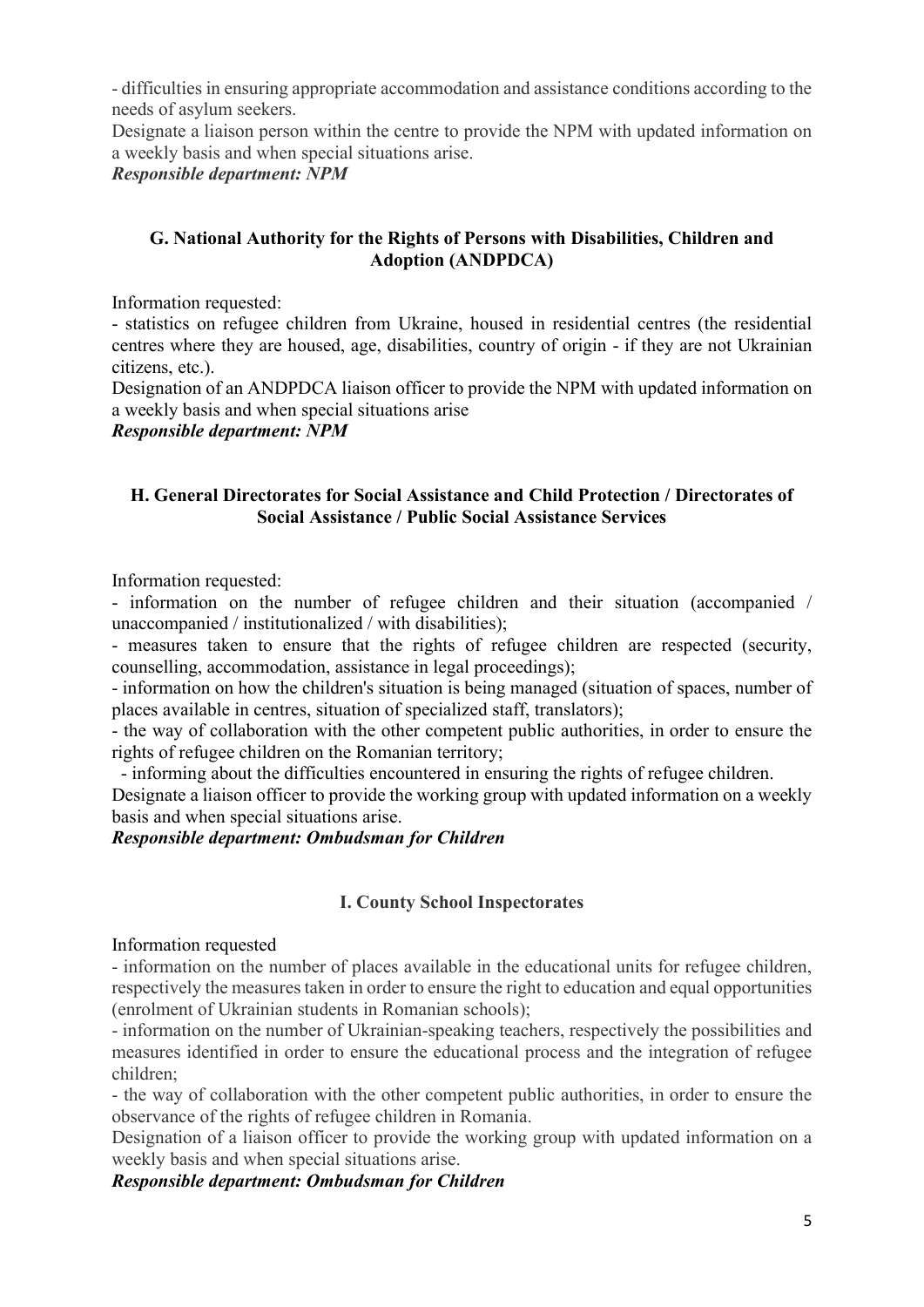- difficulties in ensuring appropriate accommodation and assistance conditions according to the needs of asylum seekers.

Designate a liaison person within the centre to provide the NPM with updated information on a weekly basis and when special situations arise.

***Responsible department: NPM***

### G. National Authority for the Rights of Persons with Disabilities, Children and Adoption (ANDPDCA)

Information requested:

- statistics on refugee children from Ukraine, housed in residential centres (the residential centres where they are housed, age, disabilities, country of origin - if they are not Ukrainian citizens, etc.).

Designation of an ANDPDCA liaison officer to provide the NPM with updated information on a weekly basis and when special situations arise

***Responsible department: NPM***

### H. General Directorates for Social Assistance and Child Protection / Directorates of Social Assistance / Public Social Assistance Services

Information requested:

- information on the number of refugee children and their situation (accompanied / unaccompanied / institutionalized / with disabilities);
- measures taken to ensure that the rights of refugee children are respected (security, counselling, accommodation, assistance in legal proceedings);
- information on how the children's situation is being managed (situation of spaces, number of places available in centres, situation of specialized staff, translators);
- the way of collaboration with the other competent public authorities, in order to ensure the rights of refugee children on the Romanian territory;
- informing about the difficulties encountered in ensuring the rights of refugee children.

Designate a liaison officer to provide the working group with updated information on a weekly basis and when special situations arise.

***Responsible department: Ombudsman for Children***

### I. County School Inspectorates

Information requested

- information on the number of places available in the educational units for refugee children, respectively the measures taken in order to ensure the right to education and equal opportunities (enrolment of Ukrainian students in Romanian schools);
- information on the number of Ukrainian-speaking teachers, respectively the possibilities and measures identified in order to ensure the educational process and the integration of refugee children;
- the way of collaboration with the other competent public authorities, in order to ensure the observance of the rights of refugee children in Romania.

Designation of a liaison officer to provide the working group with updated information on a weekly basis and when special situations arise.

***Responsible department: Ombudsman for Children***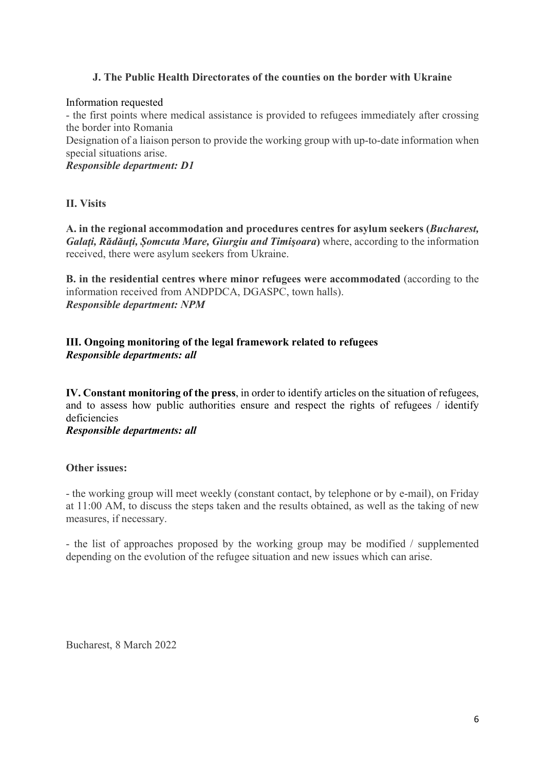### J. The Public Health Directorates of the counties on the border with Ukraine

Information requested

- the first points where medical assistance is provided to refugees immediately after crossing the border into Romania

Designation of a liaison person to provide the working group with up-to-date information when special situations arise.

***Responsible department: D1***

## II. Visits

**A. in the regional accommodation and procedures centres for asylum seekers (*Bucharest, Galaţi, Rădăuţi, Şomcuta Mare, Giurgiu and Timişoara*)** where, according to the information received, there were asylum seekers from Ukraine.

**B. in the residential centres where minor refugees were accommodated** (according to the information received from ANDPDCA, DGASPC, town halls).

***Responsible department: NPM***

## III. Ongoing monitoring of the legal framework related to refugees

***Responsible departments: all***

**IV. Constant monitoring of the press**, in order to identify articles on the situation of refugees, and to assess how public authorities ensure and respect the rights of refugees / identify deficiencies

***Responsible departments: all***

**Other issues:**

- the working group will meet weekly (constant contact, by telephone or by e-mail), on Friday at 11:00 AM, to discuss the steps taken and the results obtained, as well as the taking of new measures, if necessary.

- the list of approaches proposed by the working group may be modified / supplemented depending on the evolution of the refugee situation and new issues which can arise.

Bucharest, 8 March 2022